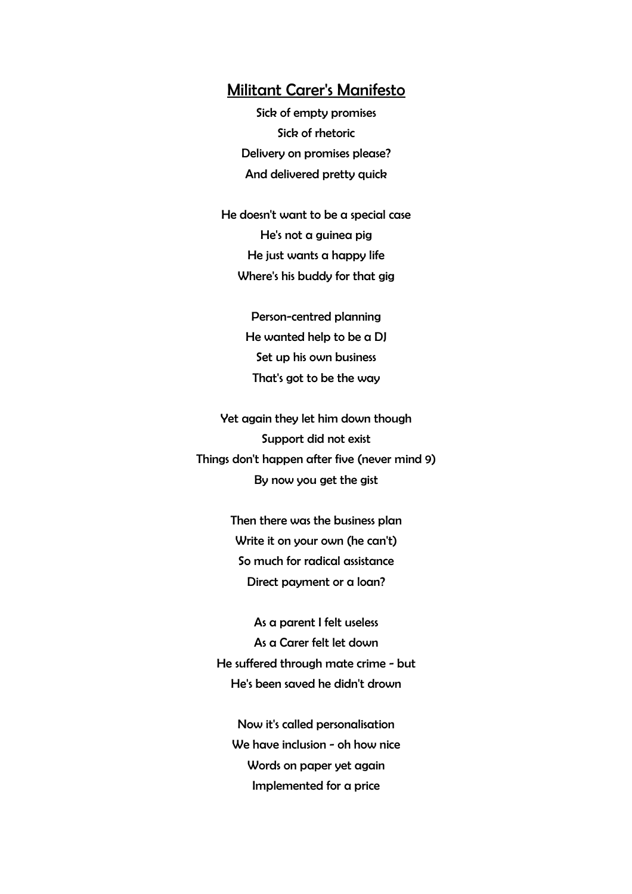# Militant Carer's Manifesto

Sick of empty promises
Sick of rhetoric
Delivery on promises please?
And delivered pretty quick

He doesn't want to be a special case
He's not a guinea pig
He just wants a happy life
Where's his buddy for that gig

Person-centred planning
He wanted help to be a DJ
Set up his own business
That's got to be the way

Yet again they let him down though
Support did not exist
Things don't happen after five (never mind 9)
By now you get the gist

Then there was the business plan
Write it on your own (he can't)
So much for radical assistance
Direct payment or a loan?

As a parent I felt useless
As a Carer felt let down
He suffered through mate crime - but
He's been saved he didn't drown

Now it's called personalisation
We have inclusion - oh how nice
Words on paper yet again
Implemented for a price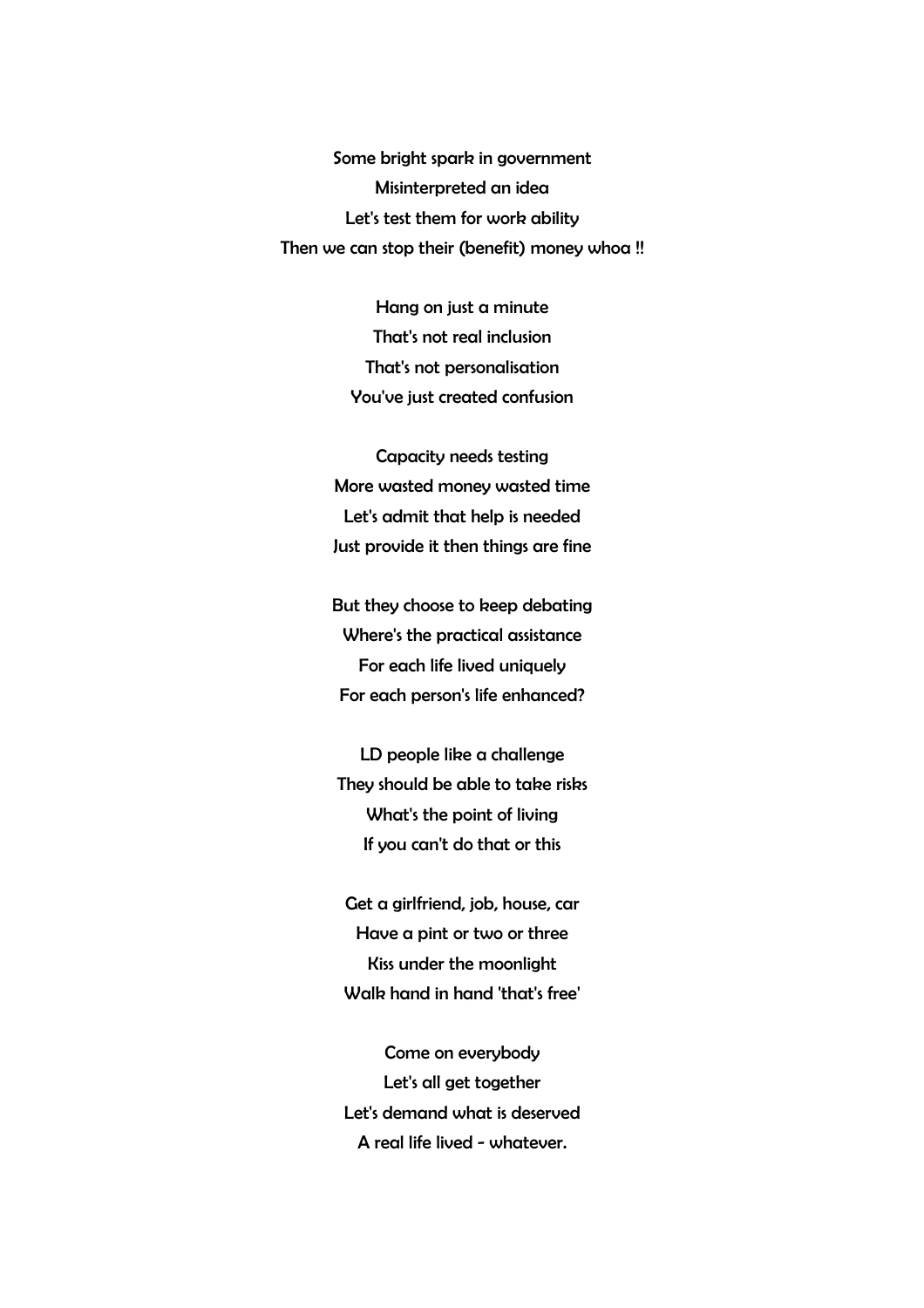Some bright spark in government  
Misinterpreted an idea  
Let's test them for work ability  
Then we can stop their (benefit) money whoa !!

Hang on just a minute  
That's not real inclusion  
That's not personalisation  
You've just created confusion

Capacity needs testing  
More wasted money wasted time  
Let's admit that help is needed  
Just provide it then things are fine

But they choose to keep debating  
Where's the practical assistance  
For each life lived uniquely  
For each person's life enhanced?

LD people like a challenge  
They should be able to take risks  
What's the point of living  
If you can't do that or this

Get a girlfriend, job, house, car  
Have a pint or two or three  
Kiss under the moonlight  
Walk hand in hand 'that's free'

Come on everybody  
Let's all get together  
Let's demand what is deserved  
A real life lived - whatever.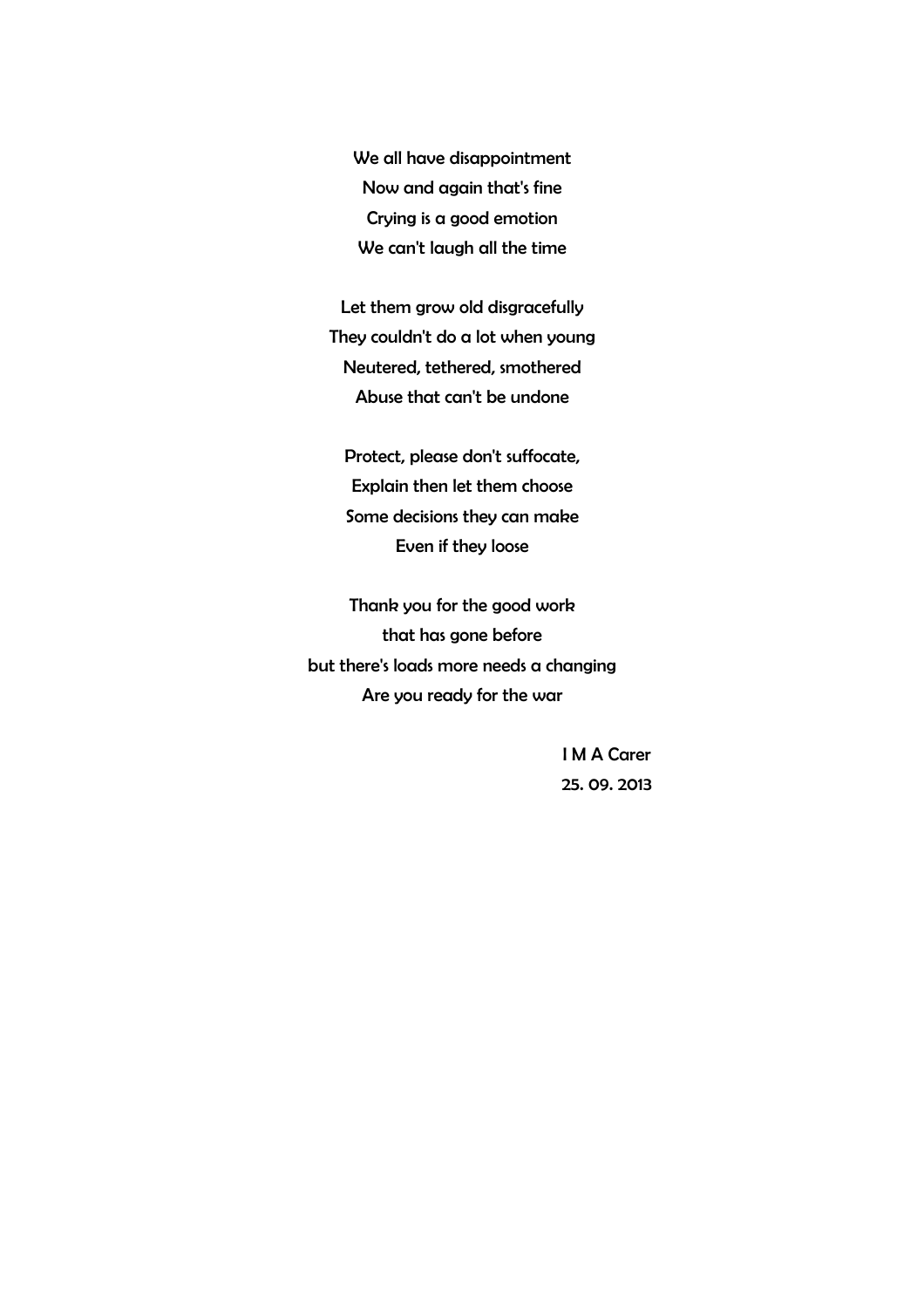We all have disappointment  
Now and again that's fine  
Crying is a good emotion  
We can't laugh all the time

Let them grow old disgracefully  
They couldn't do a lot when young  
Neutered, tethered, smothered  
Abuse that can't be undone

Protect, please don't suffocate,  
Explain then let them choose  
Some decisions they can make  
Even if they loose

Thank you for the good work  
that has gone before  
but there's loads more needs a changing  
Are you ready for the war

I M A Carer  
25. 09. 2013